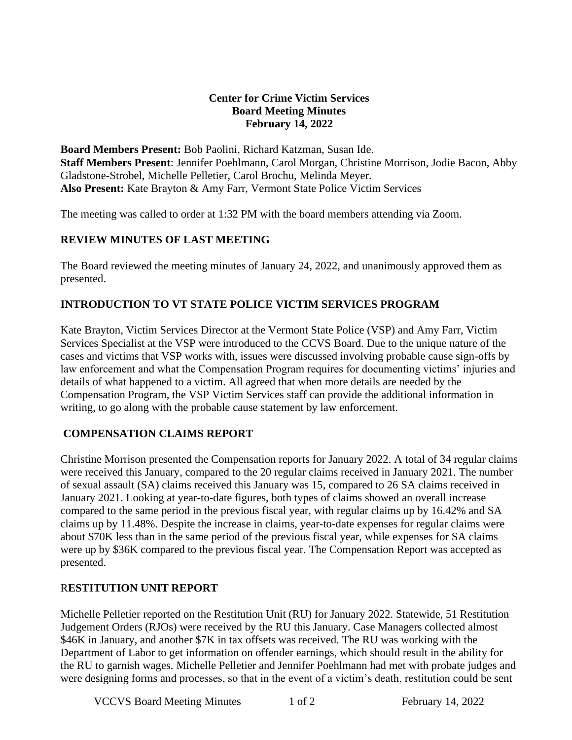**Center for Crime Victim Services**
**Board Meeting Minutes**
**February 14, 2022**

**Board Members Present:** Bob Paolini, Richard Katzman, Susan Ide.
**Staff Members Present**: Jennifer Poehlmann, Carol Morgan, Christine Morrison, Jodie Bacon, Abby Gladstone-Strobel, Michelle Pelletier, Carol Brochu, Melinda Meyer.
**Also Present:** Kate Brayton & Amy Farr, Vermont State Police Victim Services

The meeting was called to order at 1:32 PM with the board members attending via Zoom.

## REVIEW MINUTES OF LAST MEETING

The Board reviewed the meeting minutes of January 24, 2022, and unanimously approved them as presented.

## INTRODUCTION TO VT STATE POLICE VICTIM SERVICES PROGRAM

Kate Brayton, Victim Services Director at the Vermont State Police (VSP) and Amy Farr, Victim Services Specialist at the VSP were introduced to the CCVS Board. Due to the unique nature of the cases and victims that VSP works with, issues were discussed involving probable cause sign-offs by law enforcement and what the Compensation Program requires for documenting victims' injuries and details of what happened to a victim. All agreed that when more details are needed by the Compensation Program, the VSP Victim Services staff can provide the additional information in writing, to go along with the probable cause statement by law enforcement.

## COMPENSATION CLAIMS REPORT

Christine Morrison presented the Compensation reports for January 2022. A total of 34 regular claims were received this January, compared to the 20 regular claims received in January 2021. The number of sexual assault (SA) claims received this January was 15, compared to 26 SA claims received in January 2021. Looking at year-to-date figures, both types of claims showed an overall increase compared to the same period in the previous fiscal year, with regular claims up by 16.42% and SA claims up by 11.48%. Despite the increase in claims, year-to-date expenses for regular claims were about $70K less than in the same period of the previous fiscal year, while expenses for SA claims were up by $36K compared to the previous fiscal year. The Compensation Report was accepted as presented.

## RESTITUTION UNIT REPORT

Michelle Pelletier reported on the Restitution Unit (RU) for January 2022. Statewide, 51 Restitution Judgement Orders (RJOs) were received by the RU this January. Case Managers collected almost $46K in January, and another $7K in tax offsets was received. The RU was working with the Department of Labor to get information on offender earnings, which should result in the ability for the RU to garnish wages. Michelle Pelletier and Jennifer Poehlmann had met with probate judges and were designing forms and processes, so that in the event of a victim's death, restitution could be sent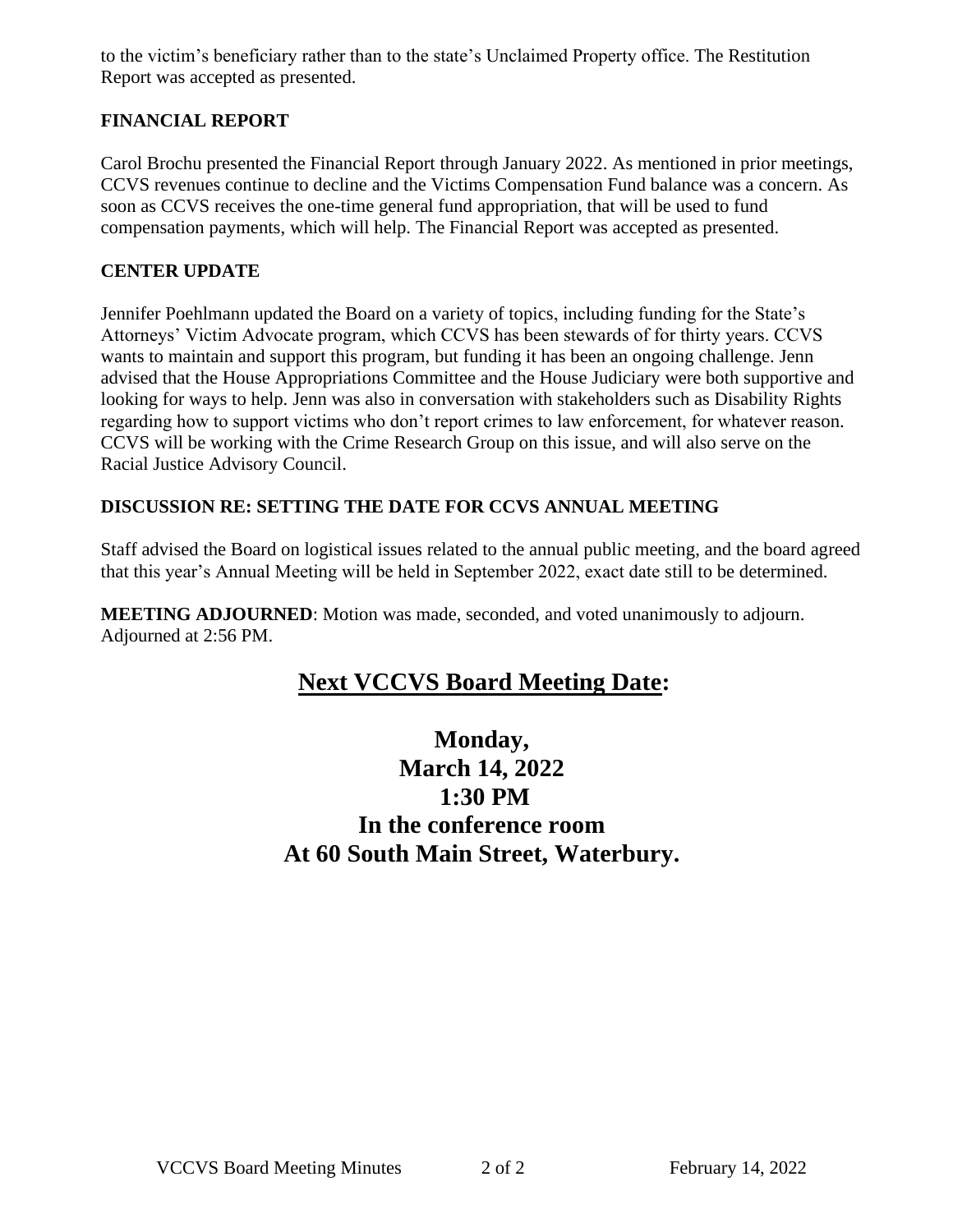to the victim's beneficiary rather than to the state's Unclaimed Property office. The Restitution Report was accepted as presented.

**FINANCIAL REPORT**

Carol Brochu presented the Financial Report through January 2022. As mentioned in prior meetings, CCVS revenues continue to decline and the Victims Compensation Fund balance was a concern. As soon as CCVS receives the one-time general fund appropriation, that will be used to fund compensation payments, which will help. The Financial Report was accepted as presented.

**CENTER UPDATE**

Jennifer Poehlmann updated the Board on a variety of topics, including funding for the State's Attorneys' Victim Advocate program, which CCVS has been stewards of for thirty years. CCVS wants to maintain and support this program, but funding it has been an ongoing challenge. Jenn advised that the House Appropriations Committee and the House Judiciary were both supportive and looking for ways to help. Jenn was also in conversation with stakeholders such as Disability Rights regarding how to support victims who don't report crimes to law enforcement, for whatever reason. CCVS will be working with the Crime Research Group on this issue, and will also serve on the Racial Justice Advisory Council.

**DISCUSSION RE: SETTING THE DATE FOR CCVS ANNUAL MEETING**

Staff advised the Board on logistical issues related to the annual public meeting, and the board agreed that this year's Annual Meeting will be held in September 2022, exact date still to be determined.

**MEETING ADJOURNED**: Motion was made, seconded, and voted unanimously to adjourn. Adjourned at 2:56 PM.

## **Next VCCVS Board Meeting Date:**

**Monday,**
**March 14, 2022**
**1:30 PM**
**In the conference room**
**At 60 South Main Street, Waterbury.**